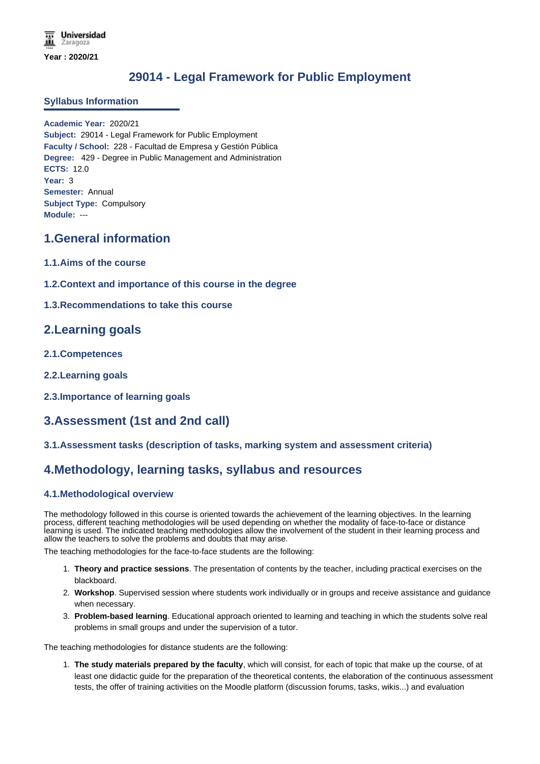Universidad Zaragoza

Year : 2020/21

# 29014 - Legal Framework for Public Employment

## Syllabus Information

**Academic Year:** 2020/21
**Subject:** 29014 - Legal Framework for Public Employment
**Faculty / School:** 228 - Facultad de Empresa y Gestión Pública
**Degree:** 429 - Degree in Public Management and Administration
**ECTS:** 12.0
**Year:** 3
**Semester:** Annual
**Subject Type:** Compulsory
**Module:** ---

## 1.General information

### 1.1.Aims of the course

### 1.2.Context and importance of this course in the degree

### 1.3.Recommendations to take this course

## 2.Learning goals

### 2.1.Competences

### 2.2.Learning goals

### 2.3.Importance of learning goals

## 3.Assessment (1st and 2nd call)

### 3.1.Assessment tasks (description of tasks, marking system and assessment criteria)

## 4.Methodology, learning tasks, syllabus and resources

### 4.1.Methodological overview

The methodology followed in this course is oriented towards the achievement of the learning objectives. In the learning process, different teaching methodologies will be used depending on whether the modality of face-to-face or distance learning is used. The indicated teaching methodologies allow the involvement of the student in their learning process and allow the teachers to solve the problems and doubts that may arise.

The teaching methodologies for the face-to-face students are the following:

1. **Theory and practice sessions**. The presentation of contents by the teacher, including practical exercises on the blackboard.
2. **Workshop**. Supervised session where students work individually or in groups and receive assistance and guidance when necessary.
3. **Problem-based learning**. Educational approach oriented to learning and teaching in which the students solve real problems in small groups and under the supervision of a tutor.

The teaching methodologies for distance students are the following:

1. **The study materials prepared by the faculty**, which will consist, for each of topic that make up the course, of at least one didactic guide for the preparation of the theoretical contents, the elaboration of the continuous assessment tests, the offer of training activities on the Moodle platform (discussion forums, tasks, wikis...) and evaluation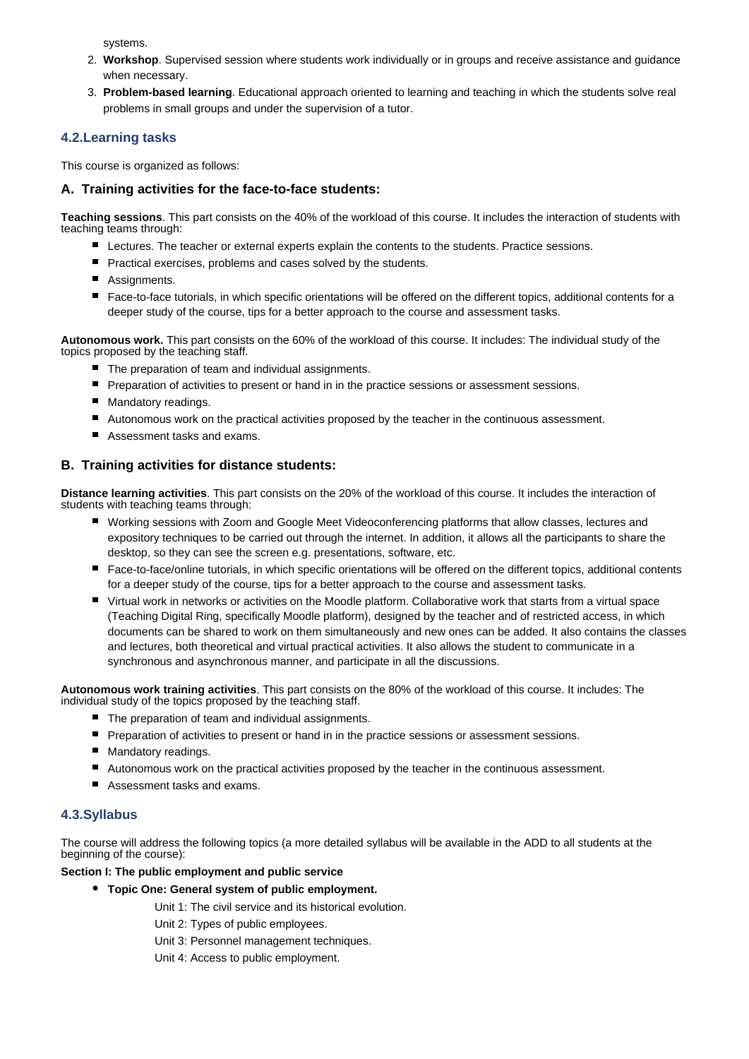systems.

2. **Workshop**. Supervised session where students work individually or in groups and receive assistance and guidance when necessary.
3. **Problem-based learning**. Educational approach oriented to learning and teaching in which the students solve real problems in small groups and under the supervision of a tutor.

## 4.2.Learning tasks

This course is organized as follows:

### A. Training activities for the face-to-face students:

**Teaching sessions**. This part consists on the 40% of the workload of this course. It includes the interaction of students with teaching teams through:

- Lectures. The teacher or external experts explain the contents to the students. Practice sessions.
- Practical exercises, problems and cases solved by the students.
- Assignments.
- Face-to-face tutorials, in which specific orientations will be offered on the different topics, additional contents for a deeper study of the course, tips for a better approach to the course and assessment tasks.

**Autonomous work.** This part consists on the 60% of the workload of this course. It includes: The individual study of the topics proposed by the teaching staff.

- The preparation of team and individual assignments.
- Preparation of activities to present or hand in in the practice sessions or assessment sessions.
- Mandatory readings.
- Autonomous work on the practical activities proposed by the teacher in the continuous assessment.
- Assessment tasks and exams.

### B. Training activities for distance students:

**Distance learning activities**. This part consists on the 20% of the workload of this course. It includes the interaction of students with teaching teams through:

- Working sessions with Zoom and Google Meet Videoconferencing platforms that allow classes, lectures and expository techniques to be carried out through the internet. In addition, it allows all the participants to share the desktop, so they can see the screen e.g. presentations, software, etc.
- Face-to-face/online tutorials, in which specific orientations will be offered on the different topics, additional contents for a deeper study of the course, tips for a better approach to the course and assessment tasks.
- Virtual work in networks or activities on the Moodle platform. Collaborative work that starts from a virtual space (Teaching Digital Ring, specifically Moodle platform), designed by the teacher and of restricted access, in which documents can be shared to work on them simultaneously and new ones can be added. It also contains the classes and lectures, both theoretical and virtual practical activities. It also allows the student to communicate in a synchronous and asynchronous manner, and participate in all the discussions.

**Autonomous work training activities**. This part consists on the 80% of the workload of this course. It includes: The individual study of the topics proposed by the teaching staff.

- The preparation of team and individual assignments.
- Preparation of activities to present or hand in in the practice sessions or assessment sessions.
- Mandatory readings.
- Autonomous work on the practical activities proposed by the teacher in the continuous assessment.
- Assessment tasks and exams.

## 4.3.Syllabus

The course will address the following topics (a more detailed syllabus will be available in the ADD to all students at the beginning of the course):

**Section I: The public employment and public service**

- **Topic One: General system of public employment.**
  - Unit 1: The civil service and its historical evolution.
  - Unit 2: Types of public employees.
  - Unit 3: Personnel management techniques.
  - Unit 4: Access to public employment.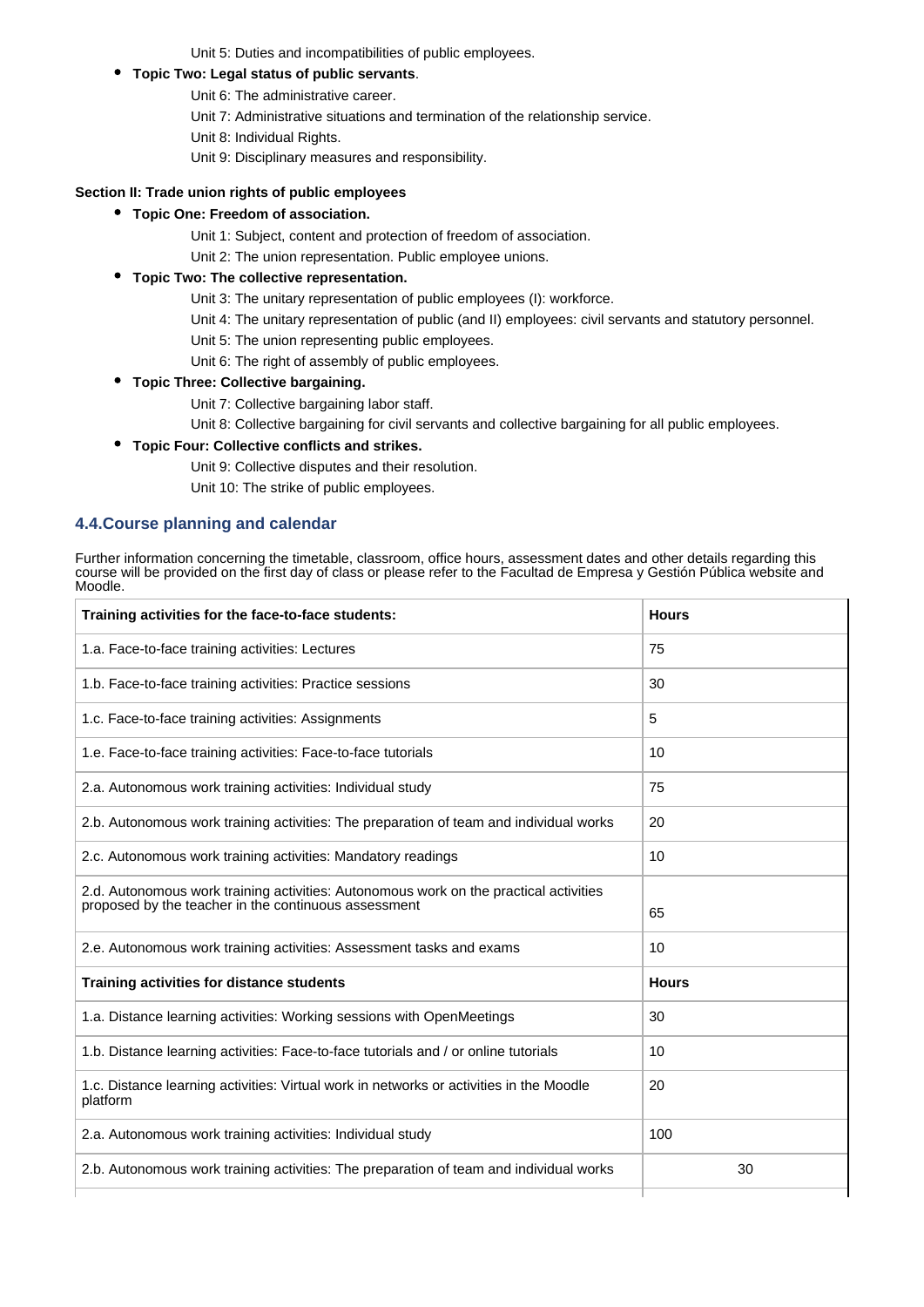Unit 5: Duties and incompatibilities of public employees.

- **Topic Two: Legal status of public servants**.
  - Unit 6: The administrative career.
  - Unit 7: Administrative situations and termination of the relationship service.
  - Unit 8: Individual Rights.
  - Unit 9: Disciplinary measures and responsibility.

**Section II: Trade union rights of public employees**

- **Topic One: Freedom of association.**
  - Unit 1: Subject, content and protection of freedom of association.
  - Unit 2: The union representation. Public employee unions.
- **Topic Two: The collective representation.**
  - Unit 3: The unitary representation of public employees (I): workforce.
  - Unit 4: The unitary representation of public (and II) employees: civil servants and statutory personnel.
  - Unit 5: The union representing public employees.
  - Unit 6: The right of assembly of public employees.
- **Topic Three: Collective bargaining.**
  - Unit 7: Collective bargaining labor staff.
  - Unit 8: Collective bargaining for civil servants and collective bargaining for all public employees.
- **Topic Four: Collective conflicts and strikes.**
  - Unit 9: Collective disputes and their resolution.
  - Unit 10: The strike of public employees.

### 4.4.Course planning and calendar

Further information concerning the timetable, classroom, office hours, assessment dates and other details regarding this course will be provided on the first day of class or please refer to the Facultad de Empresa y Gestión Pública website and Moodle.

| Training activities for the face-to-face students: | Hours |
|---|---|
| 1.a. Face-to-face training activities: Lectures | 75 |
| 1.b. Face-to-face training activities: Practice sessions | 30 |
| 1.c. Face-to-face training activities: Assignments | 5 |
| 1.e. Face-to-face training activities: Face-to-face tutorials | 10 |
| 2.a. Autonomous work training activities: Individual study | 75 |
| 2.b. Autonomous work training activities: The preparation of team and individual works | 20 |
| 2.c. Autonomous work training activities: Mandatory readings | 10 |
| 2.d. Autonomous work training activities: Autonomous work on the practical activities proposed by the teacher in the continuous assessment | 65 |
| 2.e. Autonomous work training activities: Assessment tasks and exams | 10 |
| **Training activities for distance students** | **Hours** |
| 1.a. Distance learning activities: Working sessions with OpenMeetings | 30 |
| 1.b. Distance learning activities: Face-to-face tutorials and / or online tutorials | 10 |
| 1.c. Distance learning activities: Virtual work in networks or activities in the Moodle platform | 20 |
| 2.a. Autonomous work training activities: Individual study | 100 |
| 2.b. Autonomous work training activities: The preparation of team and individual works | 30 |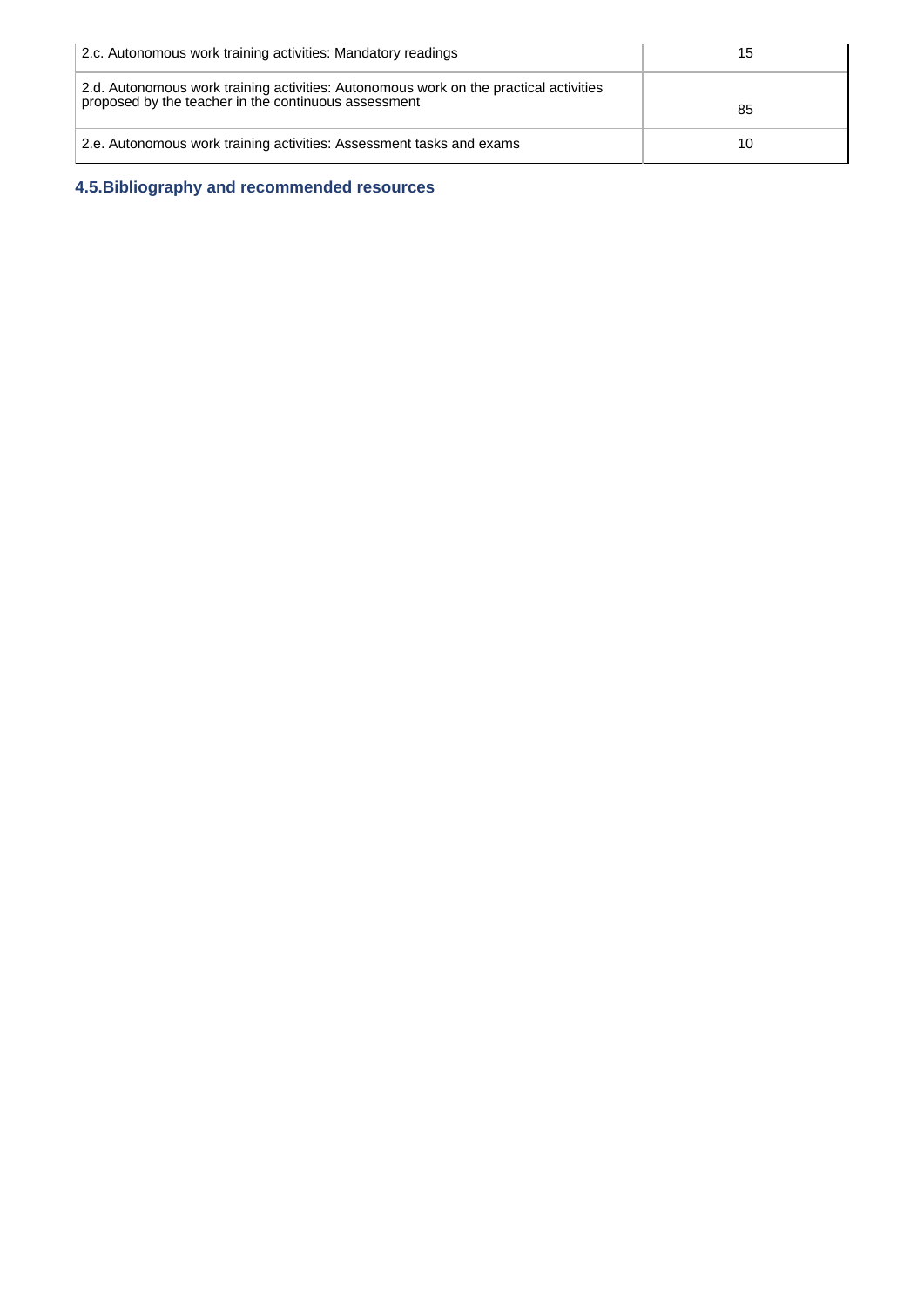| | |
|---|---|
| 2.c. Autonomous work training activities: Mandatory readings | 15 |
| 2.d. Autonomous work training activities: Autonomous work on the practical activities proposed by the teacher in the continuous assessment | 85 |
| 2.e. Autonomous work training activities: Assessment tasks and exams | 10 |

### 4.5.Bibliography and recommended resources